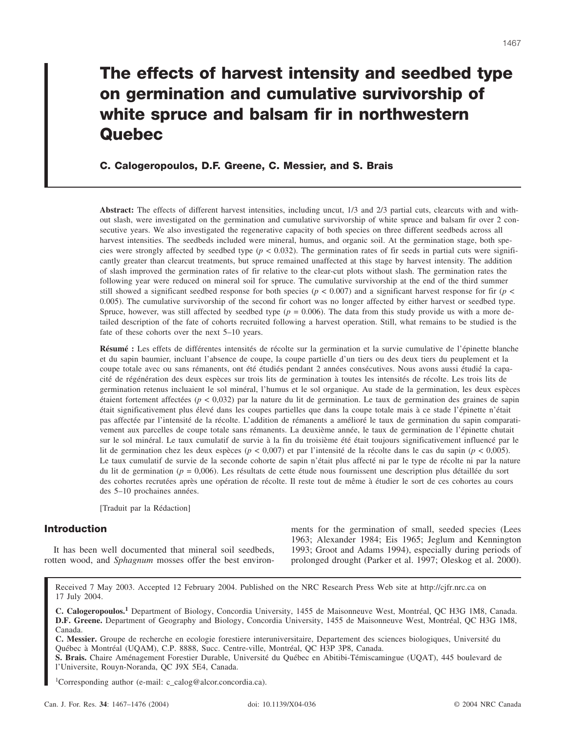# The effects of harvest intensity and seedbed type on germination and cumulative survivorship of white spruce and balsam fir in northwestern Quebec

**C. Calogeropoulos, D.F. Greene, C. Messier, and S. Brais**

**Abstract:** The effects of different harvest intensities, including uncut, 1/3 and 2/3 partial cuts, clearcuts with and without slash, were investigated on the germination and cumulative survivorship of white spruce and balsam fir over 2 consecutive years. We also investigated the regenerative capacity of both species on three different seedbeds across all harvest intensities. The seedbeds included were mineral, humus, and organic soil. At the germination stage, both species were strongly affected by seedbed type ($p < 0.032$). The germination rates of fir seeds in partial cuts were significantly greater than clearcut treatments, but spruce remained unaffected at this stage by harvest intensity. The addition of slash improved the germination rates of fir relative to the clear-cut plots without slash. The germination rates the following year were reduced on mineral soil for spruce. The cumulative survivorship at the end of the third summer still showed a significant seedbed response for both species ($p < 0.007$) and a significant harvest response for fir ($p < 0.005$). The cumulative survivorship of the second fir cohort was no longer affected by either harvest or seedbed type. Spruce, however, was still affected by seedbed type ($p = 0.006$). The data from this study provide us with a more detailed description of the fate of cohorts recruited following a harvest operation. Still, what remains to be studied is the fate of these cohorts over the next 5–10 years.

**Résumé :** Les effets de différentes intensités de récolte sur la germination et la survie cumulative de l'épinette blanche et du sapin baumier, incluant l'absence de coupe, la coupe partielle d'un tiers ou des deux tiers du peuplement et la coupe totale avec ou sans rémanents, ont été étudiés pendant 2 années consécutives. Nous avons aussi étudié la capacité de régénération des deux espèces sur trois lits de germination à toutes les intensités de récolte. Les trois lits de germination retenus incluaient le sol minéral, l'humus et le sol organique. Au stade de la germination, les deux espèces étaient fortement affectées ($p < 0,032$) par la nature du lit de germination. Le taux de germination des graines de sapin était significativement plus élevé dans les coupes partielles que dans la coupe totale mais à ce stade l'épinette n'était pas affectée par l'intensité de la récolte. L'addition de rémanents a amélioré le taux de germination du sapin comparativement aux parcelles de coupe totale sans rémanents. La deuxième année, le taux de germination de l'épinette chutait sur le sol minéral. Le taux cumulatif de survie à la fin du troisième été était toujours significativement influencé par le lit de germination chez les deux espèces ($p < 0,007$) et par l'intensité de la récolte dans le cas du sapin ($p < 0,005$). Le taux cumulatif de survie de la seconde cohorte de sapin n'était plus affecté ni par le type de récolte ni par la nature du lit de germination ($p = 0,006$). Les résultats de cette étude nous fournissent une description plus détaillée du sort des cohortes recrutées après une opération de récolte. Il reste tout de même à étudier le sort de ces cohortes au cours des 5–10 prochaines années.

[Traduit par la Rédaction]

## Introduction

It has been well documented that mineral soil seedbeds, rotten wood, and *Sphagnum* mosses offer the best environments for the germination of small, seeded species (Lees 1963; Alexander 1984; Eis 1965; Jeglum and Kennington 1993; Groot and Adams 1994), especially during periods of prolonged drought (Parker et al. 1997; Oleskog et al. 2000).

Received 7 May 2003. Accepted 12 February 2004. Published on the NRC Research Press Web site at http://cjfr.nrc.ca on 17 July 2004.

**C. Calogeropoulos.**[1] Department of Biology, Concordia University, 1455 de Maisonneuve West, Montréal, QC H3G 1M8, Canada.
**D.F. Greene.** Department of Geography and Biology, Concordia University, 1455 de Maisonneuve West, Montréal, QC H3G 1M8, Canada.
**C. Messier.** Groupe de recherche en ecologie forestiere interuniversitaire, Departement des sciences biologiques, Université du Québec à Montréal (UQAM), C.P. 8888, Succ. Centre-ville, Montréal, QC H3P 3P8, Canada.
**S. Brais.** Chaire Aménagement Forestier Durable, Université du Québec en Abitibi-Témiscamingue (UQAT), 445 boulevard de l'Universite, Rouyn-Noranda, QC J9X 5E4, Canada.

[1]Corresponding author (e-mail: c_calog@alcor.concordia.ca).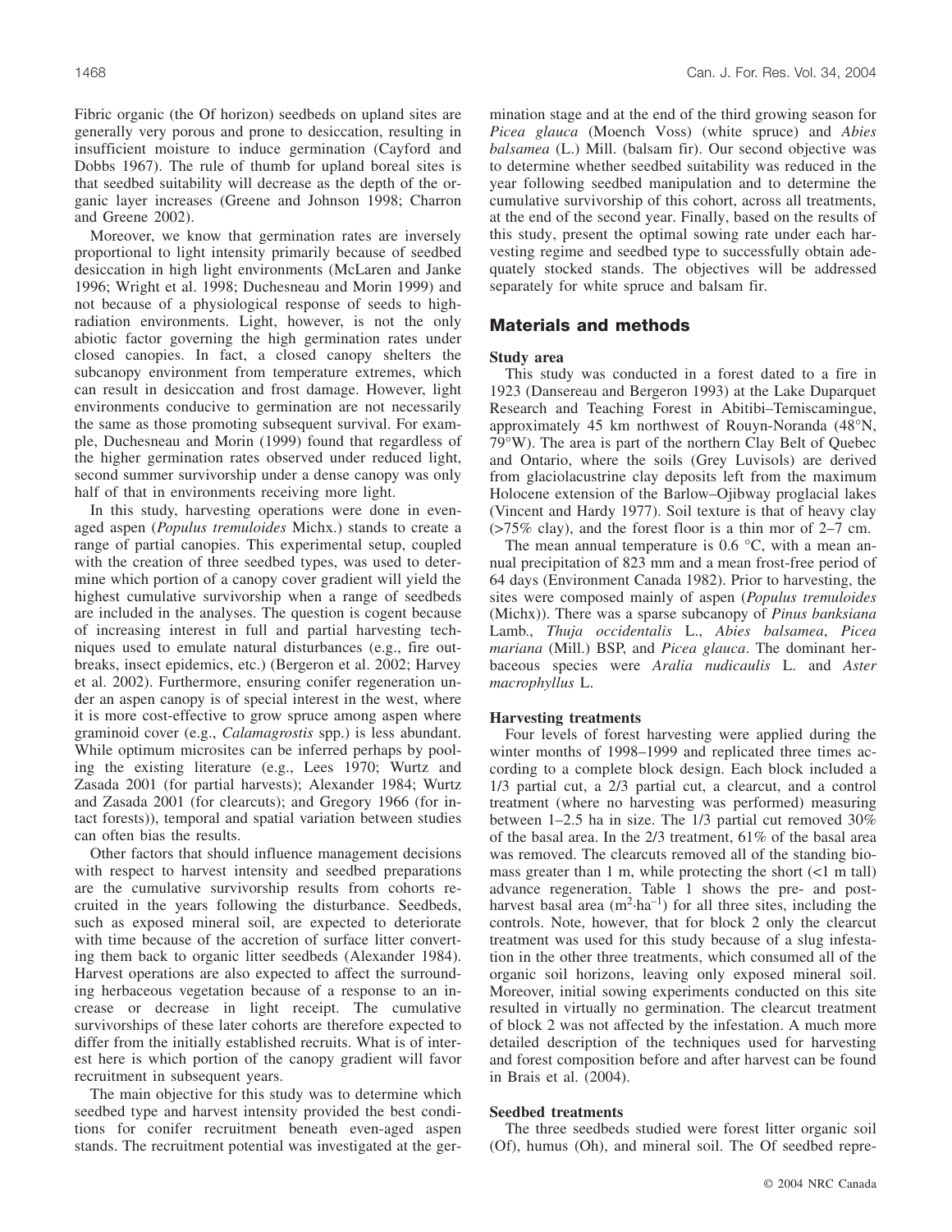Fibric organic (the Of horizon) seedbeds on upland sites are generally very porous and prone to desiccation, resulting in insufficient moisture to induce germination (Cayford and Dobbs 1967). The rule of thumb for upland boreal sites is that seedbed suitability will decrease as the depth of the organic layer increases (Greene and Johnson 1998; Charron and Greene 2002).

Moreover, we know that germination rates are inversely proportional to light intensity primarily because of seedbed desiccation in high light environments (McLaren and Janke 1996; Wright et al. 1998; Duchesneau and Morin 1999) and not because of a physiological response of seeds to high-radiation environments. Light, however, is not the only abiotic factor governing the high germination rates under closed canopies. In fact, a closed canopy shelters the subcanopy environment from temperature extremes, which can result in desiccation and frost damage. However, light environments conducive to germination are not necessarily the same as those promoting subsequent survival. For example, Duchesneau and Morin (1999) found that regardless of the higher germination rates observed under reduced light, second summer survivorship under a dense canopy was only half of that in environments receiving more light.

In this study, harvesting operations were done in even-aged aspen (*Populus tremuloides* Michx.) stands to create a range of partial canopies. This experimental setup, coupled with the creation of three seedbed types, was used to determine which portion of a canopy cover gradient will yield the highest cumulative survivorship when a range of seedbeds are included in the analyses. The question is cogent because of increasing interest in full and partial harvesting techniques used to emulate natural disturbances (e.g., fire outbreaks, insect epidemics, etc.) (Bergeron et al. 2002; Harvey et al. 2002). Furthermore, ensuring conifer regeneration under an aspen canopy is of special interest in the west, where it is more cost-effective to grow spruce among aspen where graminoid cover (e.g., *Calamagrostis* spp.) is less abundant. While optimum microsites can be inferred perhaps by pooling the existing literature (e.g., Lees 1970; Wurtz and Zasada 2001 (for partial harvests); Alexander 1984; Wurtz and Zasada 2001 (for clearcuts); and Gregory 1966 (for intact forests)), temporal and spatial variation between studies can often bias the results.

Other factors that should influence management decisions with respect to harvest intensity and seedbed preparations are the cumulative survivorship results from cohorts recruited in the years following the disturbance. Seedbeds, such as exposed mineral soil, are expected to deteriorate with time because of the accretion of surface litter converting them back to organic litter seedbeds (Alexander 1984). Harvest operations are also expected to affect the surrounding herbaceous vegetation because of a response to an increase or decrease in light receipt. The cumulative survivorships of these later cohorts are therefore expected to differ from the initially established recruits. What is of interest here is which portion of the canopy gradient will favor recruitment in subsequent years.

The main objective for this study was to determine which seedbed type and harvest intensity provided the best conditions for conifer recruitment beneath even-aged aspen stands. The recruitment potential was investigated at the germination stage and at the end of the third growing season for *Picea glauca* (Moench Voss) (white spruce) and *Abies balsamea* (L.) Mill. (balsam fir). Our second objective was to determine whether seedbed suitability was reduced in the year following seedbed manipulation and to determine the cumulative survivorship of this cohort, across all treatments, at the end of the second year. Finally, based on the results of this study, present the optimal sowing rate under each harvesting regime and seedbed type to successfully obtain adequately stocked stands. The objectives will be addressed separately for white spruce and balsam fir.

## Materials and methods

### Study area

This study was conducted in a forest dated to a fire in 1923 (Dansereau and Bergeron 1993) at the Lake Duparquet Research and Teaching Forest in Abitibi–Temiscamingue, approximately 45 km northwest of Rouyn-Noranda (48°N, 79°W). The area is part of the northern Clay Belt of Quebec and Ontario, where the soils (Grey Luvisols) are derived from glaciolacustrine clay deposits left from the maximum Holocene extension of the Barlow–Ojibway proglacial lakes (Vincent and Hardy 1977). Soil texture is that of heavy clay (>75% clay), and the forest floor is a thin mor of 2–7 cm.

The mean annual temperature is 0.6 °C, with a mean annual precipitation of 823 mm and a mean frost-free period of 64 days (Environment Canada 1982). Prior to harvesting, the sites were composed mainly of aspen (*Populus tremuloides* (Michx)). There was a sparse subcanopy of *Pinus banksiana* Lamb., *Thuja occidentalis* L., *Abies balsamea*, *Picea mariana* (Mill.) BSP, and *Picea glauca*. The dominant herbaceous species were *Aralia nudicaulis* L. and *Aster macrophyllus* L.

### Harvesting treatments

Four levels of forest harvesting were applied during the winter months of 1998–1999 and replicated three times according to a complete block design. Each block included a 1/3 partial cut, a 2/3 partial cut, a clearcut, and a control treatment (where no harvesting was performed) measuring between 1–2.5 ha in size. The 1/3 partial cut removed 30% of the basal area. In the 2/3 treatment, 61% of the basal area was removed. The clearcuts removed all of the standing biomass greater than 1 m, while protecting the short (<1 m tall) advance regeneration. Table 1 shows the pre- and post-harvest basal area ($m^2 \cdot ha^{-1}$) for all three sites, including the controls. Note, however, that for block 2 only the clearcut treatment was used for this study because of a slug infestation in the other three treatments, which consumed all of the organic soil horizons, leaving only exposed mineral soil. Moreover, initial sowing experiments conducted on this site resulted in virtually no germination. The clearcut treatment of block 2 was not affected by the infestation. A much more detailed description of the techniques used for harvesting and forest composition before and after harvest can be found in Brais et al. (2004).

### Seedbed treatments

The three seedbeds studied were forest litter organic soil (Of), humus (Oh), and mineral soil. The Of seedbed repre-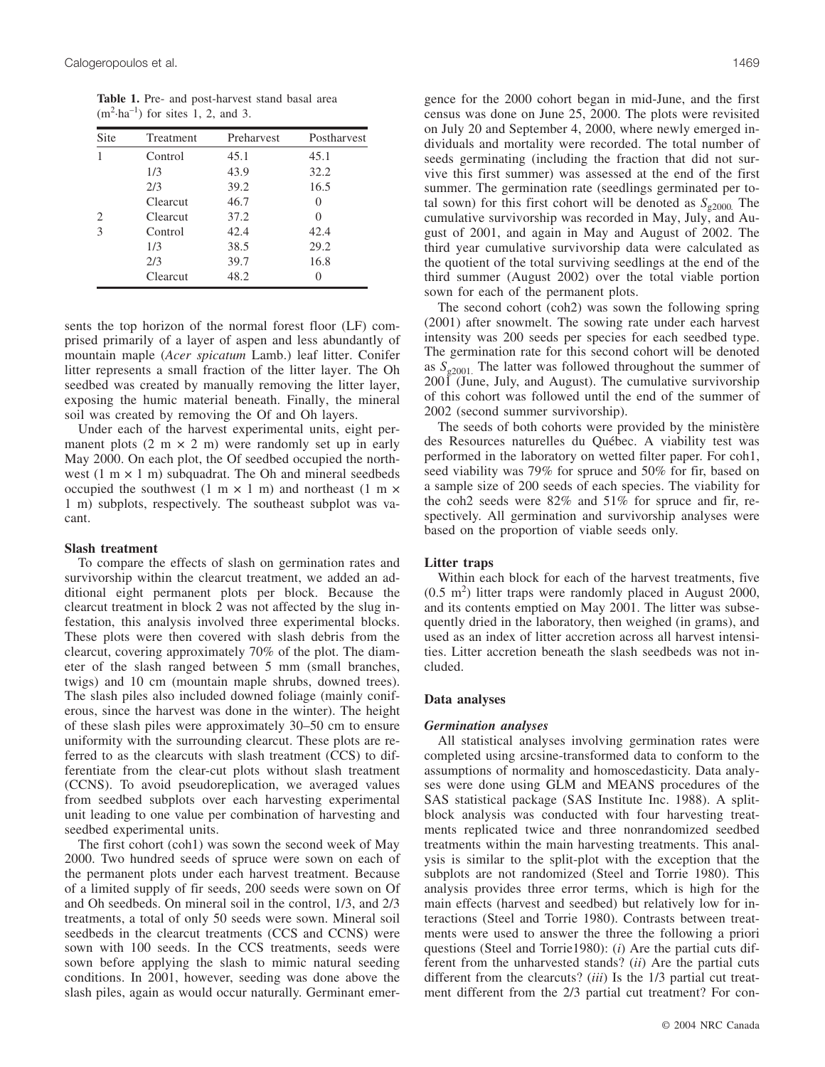**Table 1.** Pre- and post-harvest stand basal area ($m^2 \cdot ha^{-1}$) for sites 1, 2, and 3.

| Site | Treatment | Preharvest | Postharvest |
|---|---|---|---|
| 1 | Control | 45.1 | 45.1 |
| | 1/3 | 43.9 | 32.2 |
| | 2/3 | 39.2 | 16.5 |
| | Clearcut | 46.7 | 0 |
| 2 | Clearcut | 37.2 | 0 |
| 3 | Control | 42.4 | 42.4 |
| | 1/3 | 38.5 | 29.2 |
| | 2/3 | 39.7 | 16.8 |
| | Clearcut | 48.2 | 0 |

sents the top horizon of the normal forest floor (LF) comprised primarily of a layer of aspen and less abundantly of mountain maple (*Acer spicatum* Lamb.) leaf litter. Conifer litter represents a small fraction of the litter layer. The Oh seedbed was created by manually removing the litter layer, exposing the humic material beneath. Finally, the mineral soil was created by removing the Of and Oh layers.

Under each of the harvest experimental units, eight permanent plots (2 m × 2 m) were randomly set up in early May 2000. On each plot, the Of seedbed occupied the northwest (1 m × 1 m) subquadrat. The Oh and mineral seedbeds occupied the southwest (1 m × 1 m) and northeast (1 m × 1 m) subplots, respectively. The southeast subplot was vacant.

### Slash treatment

To compare the effects of slash on germination rates and survivorship within the clearcut treatment, we added an additional eight permanent plots per block. Because the clearcut treatment in block 2 was not affected by the slug infestation, this analysis involved three experimental blocks. These plots were then covered with slash debris from the clearcut, covering approximately 70% of the plot. The diameter of the slash ranged between 5 mm (small branches, twigs) and 10 cm (mountain maple shrubs, downed trees). The slash piles also included downed foliage (mainly coniferous, since the harvest was done in the winter). The height of these slash piles were approximately 30–50 cm to ensure uniformity with the surrounding clearcut. These plots are referred to as the clearcuts with slash treatment (CCS) to differentiate from the clear-cut plots without slash treatment (CCNS). To avoid pseudoreplication, we averaged values from seedbed subplots over each harvesting experimental unit leading to one value per combination of harvesting and seedbed experimental units.

The first cohort (coh1) was sown the second week of May 2000. Two hundred seeds of spruce were sown on each of the permanent plots under each harvest treatment. Because of a limited supply of fir seeds, 200 seeds were sown on Of and Oh seedbeds. On mineral soil in the control, 1/3, and 2/3 treatments, a total of only 50 seeds were sown. Mineral soil seedbeds in the clearcut treatments (CCS and CCNS) were sown with 100 seeds. In the CCS treatments, seeds were sown before applying the slash to mimic natural seeding conditions. In 2001, however, seeding was done above the slash piles, again as would occur naturally. Germinant emergence for the 2000 cohort began in mid-June, and the first census was done on June 25, 2000. The plots were revisited on July 20 and September 4, 2000, where newly emerged individuals and mortality were recorded. The total number of seeds germinating (including the fraction that did not survive this first summer) was assessed at the end of the first summer. The germination rate (seedlings germinated per total sown) for this first cohort will be denoted as $S_{g2000}$. The cumulative survivorship was recorded in May, July, and August of 2001, and again in May and August of 2002. The third year cumulative survivorship data were calculated as the quotient of the total surviving seedlings at the end of the third summer (August 2002) over the total viable portion sown for each of the permanent plots.

The second cohort (coh2) was sown the following spring (2001) after snowmelt. The sowing rate under each harvest intensity was 200 seeds per species for each seedbed type. The germination rate for this second cohort will be denoted as $S_{g2001}$. The latter was followed throughout the summer of 2001 (June, July, and August). The cumulative survivorship of this cohort was followed until the end of the summer of 2002 (second summer survivorship).

The seeds of both cohorts were provided by the ministère des Resources naturelles du Québec. A viability test was performed in the laboratory on wetted filter paper. For coh1, seed viability was 79% for spruce and 50% for fir, based on a sample size of 200 seeds of each species. The viability for the coh2 seeds were 82% and 51% for spruce and fir, respectively. All germination and survivorship analyses were based on the proportion of viable seeds only.

### Litter traps

Within each block for each of the harvest treatments, five (0.5 $m^2$) litter traps were randomly placed in August 2000, and its contents emptied on May 2001. The litter was subsequently dried in the laboratory, then weighed (in grams), and used as an index of litter accretion across all harvest intensities. Litter accretion beneath the slash seedbeds was not included.

### Data analyses

#### *Germination analyses*

All statistical analyses involving germination rates were completed using arcsine-transformed data to conform to the assumptions of normality and homoscedasticity. Data analyses were done using GLM and MEANS procedures of the SAS statistical package (SAS Institute Inc. 1988). A split-block analysis was conducted with four harvesting treatments replicated twice and three nonrandomized seedbed treatments within the main harvesting treatments. This analysis is similar to the split-plot with the exception that the subplots are not randomized (Steel and Torrie 1980). This analysis provides three error terms, which is high for the main effects (harvest and seedbed) but relatively low for interactions (Steel and Torrie 1980). Contrasts between treatments were used to answer the three the following a priori questions (Steel and Torrie1980): (*i*) Are the partial cuts different from the unharvested stands? (*ii*) Are the partial cuts different from the clearcuts? (*iii*) Is the 1/3 partial cut treatment different from the 2/3 partial cut treatment? For con-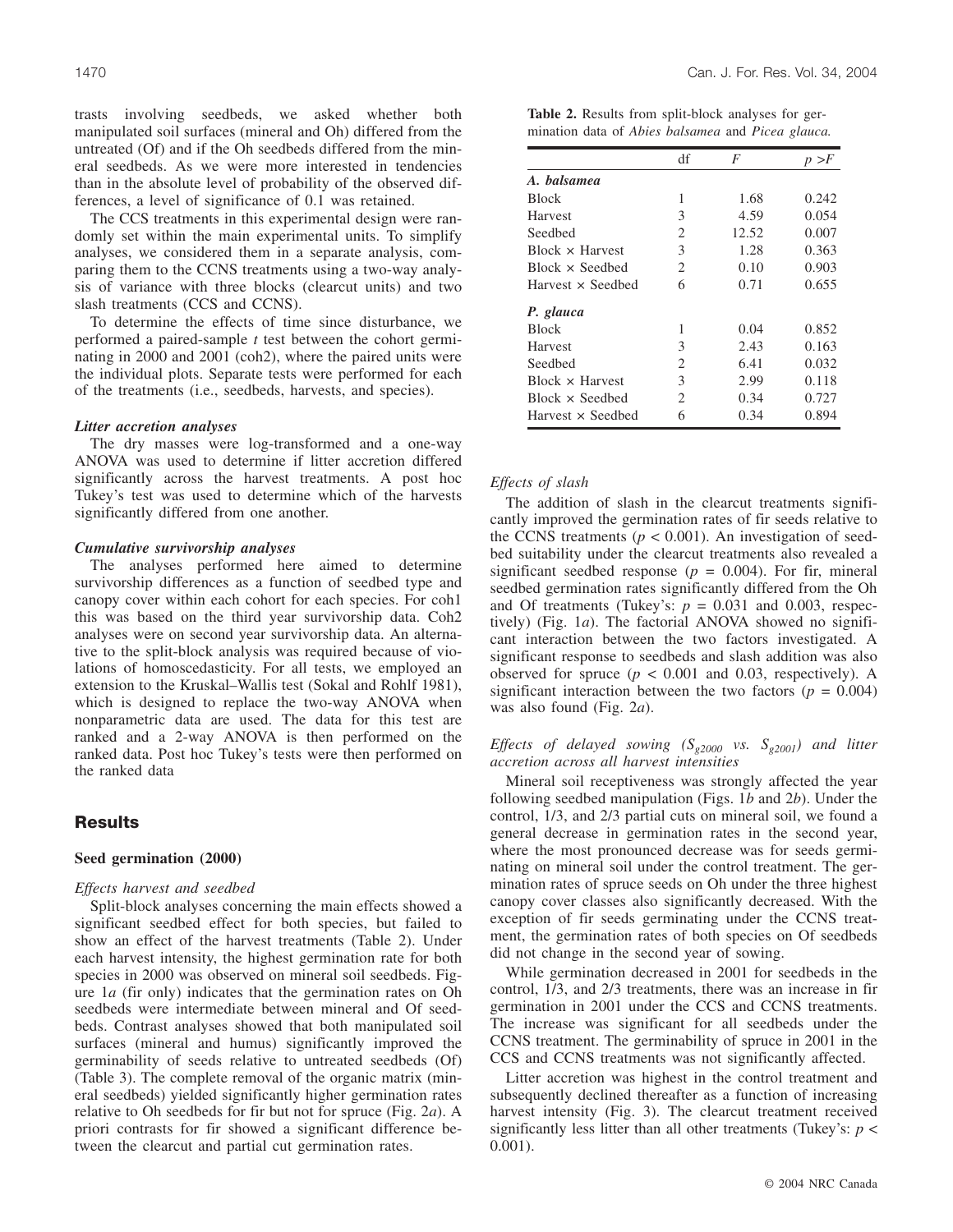trasts involving seedbeds, we asked whether both manipulated soil surfaces (mineral and Oh) differed from the untreated (Of) and if the Oh seedbeds differed from the mineral seedbeds. As we were more interested in tendencies than in the absolute level of probability of the observed differences, a level of significance of 0.1 was retained.

The CCS treatments in this experimental design were randomly set within the main experimental units. To simplify analyses, we considered them in a separate analysis, comparing them to the CCNS treatments using a two-way analysis of variance with three blocks (clearcut units) and two slash treatments (CCS and CCNS).

To determine the effects of time since disturbance, we performed a paired-sample *t* test between the cohort germinating in 2000 and 2001 (coh2), where the paired units were the individual plots. Separate tests were performed for each of the treatments (i.e., seedbeds, harvests, and species).

### *Litter accretion analyses*

The dry masses were log-transformed and a one-way ANOVA was used to determine if litter accretion differed significantly across the harvest treatments. A post hoc Tukey's test was used to determine which of the harvests significantly differed from one another.

### *Cumulative survivorship analyses*

The analyses performed here aimed to determine survivorship differences as a function of seedbed type and canopy cover within each cohort for each species. For coh1 this was based on the third year survivorship data. Coh2 analyses were on second year survivorship data. An alternative to the split-block analysis was required because of violations of homoscedasticity. For all tests, we employed an extension to the Kruskal–Wallis test (Sokal and Rohlf 1981), which is designed to replace the two-way ANOVA when nonparametric data are used. The data for this test are ranked and a 2-way ANOVA is then performed on the ranked data. Post hoc Tukey's tests were then performed on the ranked data

## Results

### Seed germination (2000)

#### *Effects harvest and seedbed*

Split-block analyses concerning the main effects showed a significant seedbed effect for both species, but failed to show an effect of the harvest treatments (Table 2). Under each harvest intensity, the highest germination rate for both species in 2000 was observed on mineral soil seedbeds. Figure 1*a* (fir only) indicates that the germination rates on Oh seedbeds were intermediate between mineral and Of seedbeds. Contrast analyses showed that both manipulated soil surfaces (mineral and humus) significantly improved the germinability of seeds relative to untreated seedbeds (Of) (Table 3). The complete removal of the organic matrix (mineral seedbeds) yielded significantly higher germination rates relative to Oh seedbeds for fir but not for spruce (Fig. 2*a*). A priori contrasts for fir showed a significant difference between the clearcut and partial cut germination rates.

**Table 2.** Results from split-block analyses for germination data of *Abies balsamea* and *Picea glauca.*

| | df | $F$ | $p > F$ |
|---|---|---|---|
| ***A. balsamea*** | | | |
| Block | 1 | 1.68 | 0.242 |
| Harvest | 3 | 4.59 | 0.054 |
| Seedbed | 2 | 12.52 | 0.007 |
| Block × Harvest | 3 | 1.28 | 0.363 |
| Block × Seedbed | 2 | 0.10 | 0.903 |
| Harvest × Seedbed | 6 | 0.71 | 0.655 |
| ***P. glauca*** | | | |
| Block | 1 | 0.04 | 0.852 |
| Harvest | 3 | 2.43 | 0.163 |
| Seedbed | 2 | 6.41 | 0.032 |
| Block × Harvest | 3 | 2.99 | 0.118 |
| Block × Seedbed | 2 | 0.34 | 0.727 |
| Harvest × Seedbed | 6 | 0.34 | 0.894 |

#### *Effects of slash*

The addition of slash in the clearcut treatments significantly improved the germination rates of fir seeds relative to the CCNS treatments ($p < 0.001$). An investigation of seedbed suitability under the clearcut treatments also revealed a significant seedbed response ($p = 0.004$). For fir, mineral seedbed germination rates significantly differed from the Oh and Of treatments (Tukey's: $p = 0.031$ and 0.003, respectively) (Fig. 1*a*). The factorial ANOVA showed no significant interaction between the two factors investigated. A significant response to seedbeds and slash addition was also observed for spruce ($p < 0.001$ and 0.03, respectively). A significant interaction between the two factors ($p = 0.004$) was also found (Fig. 2*a*).

#### *Effects of delayed sowing ($S_{g2000}$ vs. $S_{g2001}$) and litter accretion across all harvest intensities*

Mineral soil receptiveness was strongly affected the year following seedbed manipulation (Figs. 1*b* and 2*b*). Under the control, 1/3, and 2/3 partial cuts on mineral soil, we found a general decrease in germination rates in the second year, where the most pronounced decrease was for seeds germinating on mineral soil under the control treatment. The germination rates of spruce seeds on Oh under the three highest canopy cover classes also significantly decreased. With the exception of fir seeds germinating under the CCNS treatment, the germination rates of both species on Of seedbeds did not change in the second year of sowing.

While germination decreased in 2001 for seedbeds in the control, 1/3, and 2/3 treatments, there was an increase in fir germination in 2001 under the CCS and CCNS treatments. The increase was significant for all seedbeds under the CCNS treatment. The germinability of spruce in 2001 in the CCS and CCNS treatments was not significantly affected.

Litter accretion was highest in the control treatment and subsequently declined thereafter as a function of increasing harvest intensity (Fig. 3). The clearcut treatment received significantly less litter than all other treatments (Tukey's: $p < 0.001$).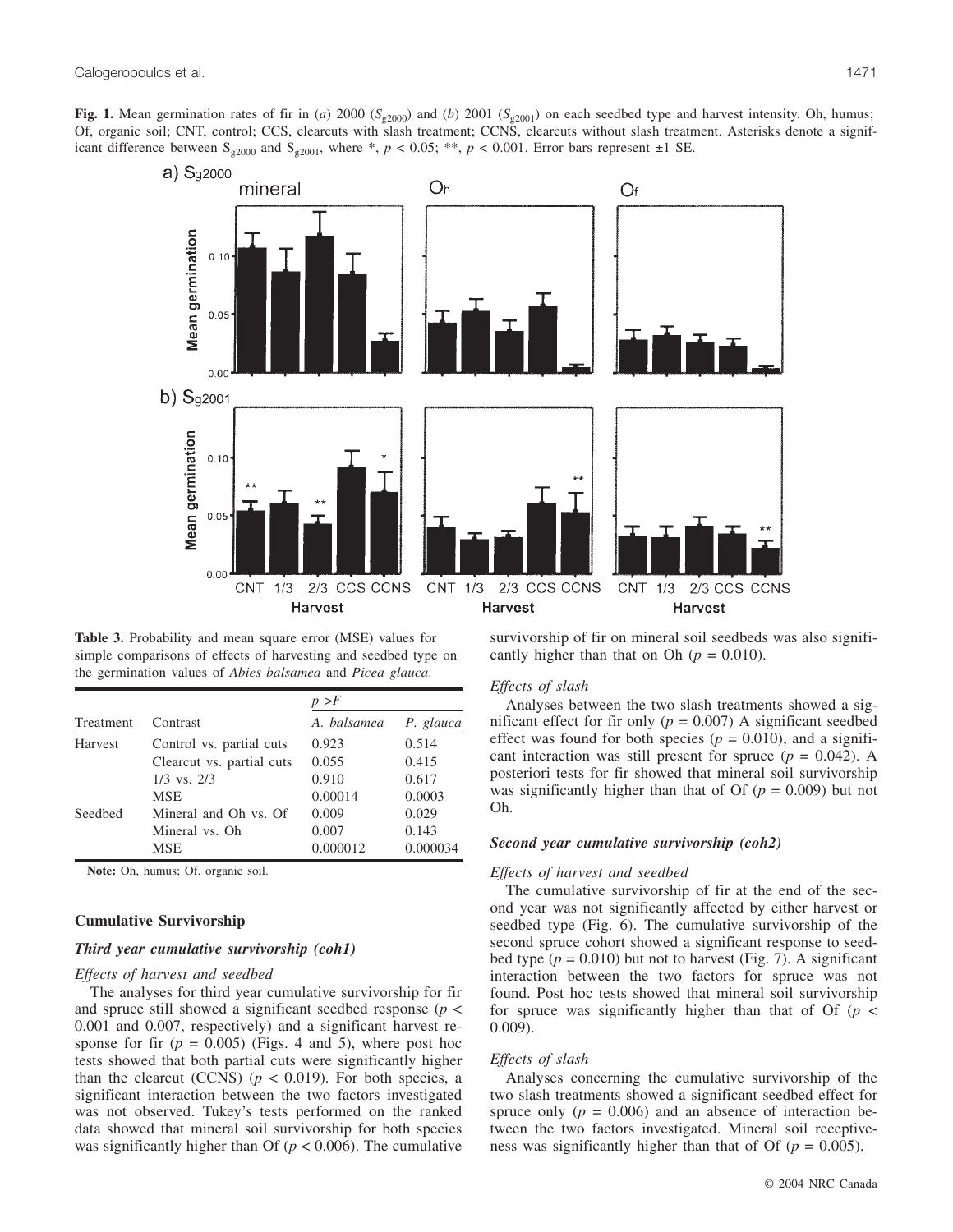**Fig. 1.** Mean germination rates of fir in (*a*) 2000 ($S_{g2000}$) and (*b*) 2001 ($S_{g2001}$) on each seedbed type and harvest intensity. Oh, humus; Of, organic soil; CNT, control; CCS, clearcuts with slash treatment; CCNS, clearcuts without slash treatment. Asterisks denote a significant difference between $S_{g2000}$ and $S_{g2001}$, where *, $p < 0.05$; **, $p < 0.001$. Error bars represent ±1 SE.

**Table 3.** Probability and mean square error (MSE) values for simple comparisons of effects of harvesting and seedbed type on the germination values of *Abies balsamea* and *Picea glauca*.

| Treatment | Contrast | $p > F$ | |
|---|---|---|---|
| | | *A. balsamea* | *P. glauca* |
| Harvest | Control vs. partial cuts | 0.923 | 0.514 |
| | Clearcut vs. partial cuts | 0.055 | 0.415 |
| | 1/3 vs. 2/3 | 0.910 | 0.617 |
| | MSE | 0.00014 | 0.0003 |
| Seedbed | Mineral and Oh vs. Of | 0.009 | 0.029 |
| | Mineral vs. Oh | 0.007 | 0.143 |
| | MSE | 0.000012 | 0.000034 |

**Note:** Oh, humus; Of, organic soil.

## Cumulative Survivorship

### *Third year cumulative survivorship (coh1)*

#### *Effects of harvest and seedbed*

The analyses for third year cumulative survivorship for fir and spruce still showed a significant seedbed response ($p <$ 0.001 and 0.007, respectively) and a significant harvest response for fir ($p = 0.005$) (Figs. 4 and 5), where post hoc tests showed that both partial cuts were significantly higher than the clearcut (CCNS) ($p < 0.019$). For both species, a significant interaction between the two factors investigated was not observed. Tukey's tests performed on the ranked data showed that mineral soil survivorship for both species was significantly higher than Of ($p < 0.006$). The cumulative survivorship of fir on mineral soil seedbeds was also significantly higher than that on Oh ($p = 0.010$).

#### *Effects of slash*

Analyses between the two slash treatments showed a significant effect for fir only ($p = 0.007$) A significant seedbed effect was found for both species ($p = 0.010$), and a significant interaction was still present for spruce ($p = 0.042$). A posteriori tests for fir showed that mineral soil survivorship was significantly higher than that of Of ($p = 0.009$) but not Oh.

### *Second year cumulative survivorship (coh2)*

#### *Effects of harvest and seedbed*

The cumulative survivorship of fir at the end of the second year was not significantly affected by either harvest or seedbed type (Fig. 6). The cumulative survivorship of the second spruce cohort showed a significant response to seedbed type ($p = 0.010$) but not to harvest (Fig. 7). A significant interaction between the two factors for spruce was not found. Post hoc tests showed that mineral soil survivorship for spruce was significantly higher than that of Of ($p <$ 0.009).

#### *Effects of slash*

Analyses concerning the cumulative survivorship of the two slash treatments showed a significant seedbed effect for spruce only ($p = 0.006$) and an absence of interaction between the two factors investigated. Mineral soil receptiveness was significantly higher than that of Of ($p = 0.005$).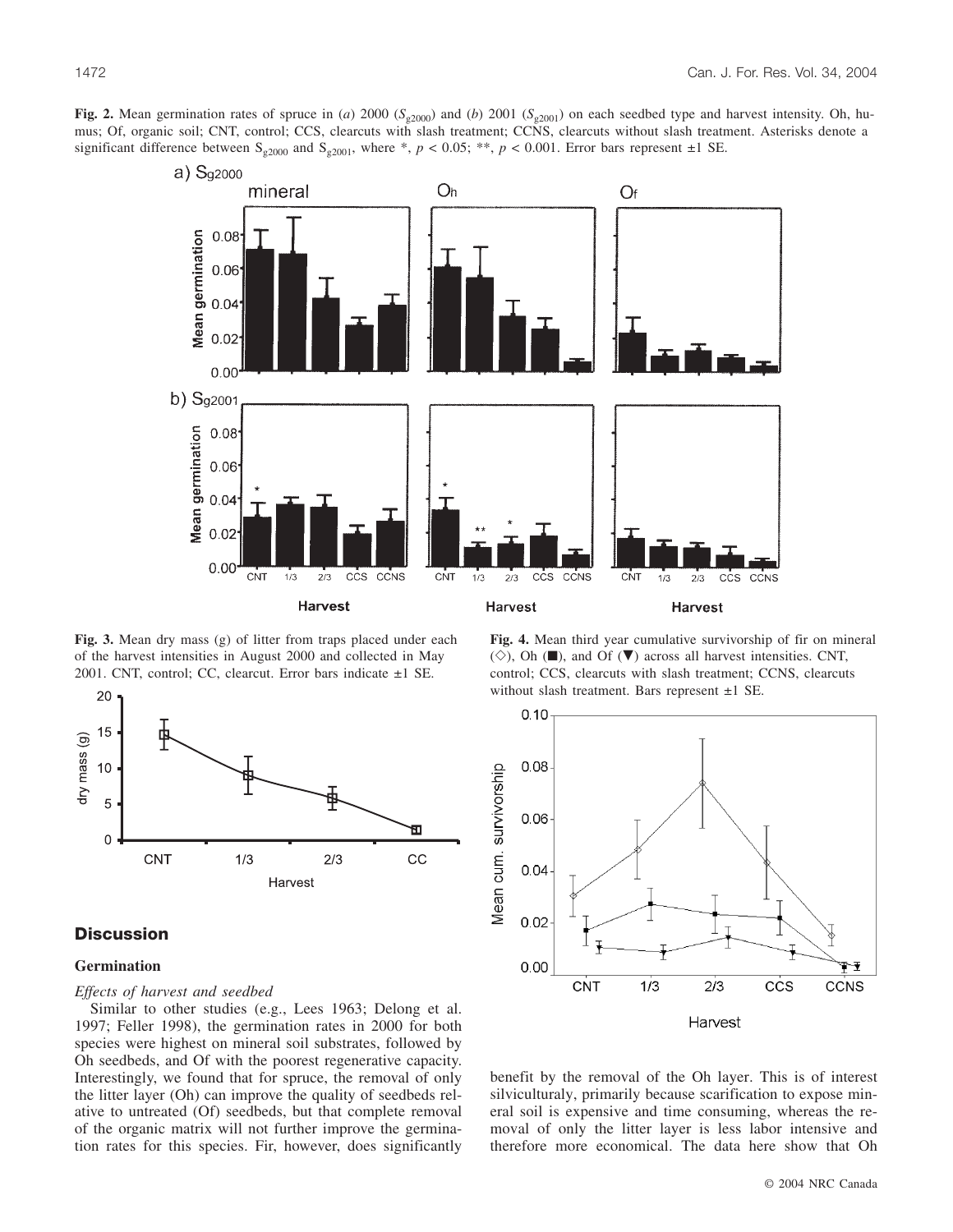**Fig. 2.** Mean germination rates of spruce in (*a*) 2000 ($S_{g2000}$) and (*b*) 2001 ($S_{g2001}$) on each seedbed type and harvest intensity. Oh, humus; Of, organic soil; CNT, control; CCS, clearcuts with slash treatment; CCNS, clearcuts without slash treatment. Asterisks denote a significant difference between $S_{g2000}$ and $S_{g2001}$, where *, $p < 0.05$; **, $p < 0.001$. Error bars represent ±1 SE.

**Fig. 3.** Mean dry mass (g) of litter from traps placed under each of the harvest intensities in August 2000 and collected in May 2001. CNT, control; CC, clearcut. Error bars indicate ±1 SE.

**Fig. 4.** Mean third year cumulative survivorship of fir on mineral (◇), Oh (■), and Of (▼) across all harvest intensities. CNT, control; CCS, clearcuts with slash treatment; CCNS, clearcuts without slash treatment. Bars represent ±1 SE.

## Discussion

### Germination

#### *Effects of harvest and seedbed*

Similar to other studies (e.g., Lees 1963; Delong et al. 1997; Feller 1998), the germination rates in 2000 for both species were highest on mineral soil substrates, followed by Oh seedbeds, and Of with the poorest regenerative capacity. Interestingly, we found that for spruce, the removal of only the litter layer (Oh) can improve the quality of seedbeds relative to untreated (Of) seedbeds, but that complete removal of the organic matrix will not further improve the germination rates for this species. Fir, however, does significantly benefit by the removal of the Oh layer. This is of interest silviculturaly, primarily because scarification to expose mineral soil is expensive and time consuming, whereas the removal of only the litter layer is less labor intensive and therefore more economical. The data here show that Oh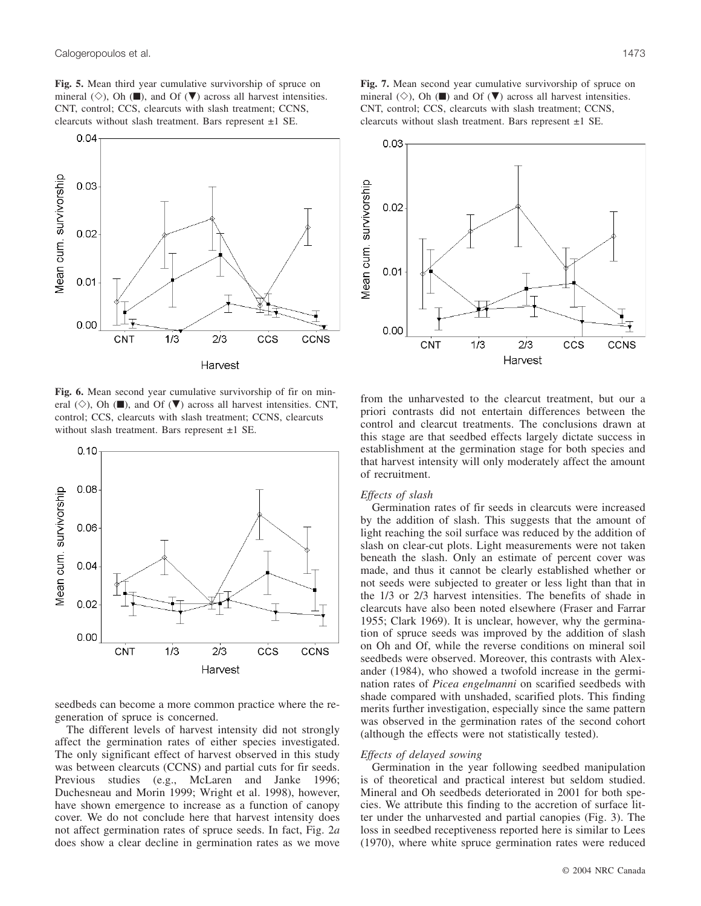**Fig. 5.** Mean third year cumulative survivorship of spruce on mineral (◇), Oh (■), and Of (▼) across all harvest intensities. CNT, control; CCS, clearcuts with slash treatment; CCNS, clearcuts without slash treatment. Bars represent ±1 SE.

**Fig. 6.** Mean second year cumulative survivorship of fir on mineral (◇), Oh (■), and Of (▼) across all harvest intensities. CNT, control; CCS, clearcuts with slash treatment; CCNS, clearcuts without slash treatment. Bars represent ±1 SE.

**Fig. 7.** Mean second year cumulative survivorship of spruce on mineral (◇), Oh (■) and Of (▼) across all harvest intensities. CNT, control; CCS, clearcuts with slash treatment; CCNS, clearcuts without slash treatment. Bars represent ±1 SE.

seedbeds can become a more common practice where the regeneration of spruce is concerned.

The different levels of harvest intensity did not strongly affect the germination rates of either species investigated. The only significant effect of harvest observed in this study was between clearcuts (CCNS) and partial cuts for fir seeds. Previous studies (e.g., McLaren and Janke 1996; Duchesneau and Morin 1999; Wright et al. 1998), however, have shown emergence to increase as a function of canopy cover. We do not conclude here that harvest intensity does not affect germination rates of spruce seeds. In fact, Fig. 2*a* does show a clear decline in germination rates as we move from the unharvested to the clearcut treatment, but our a priori contrasts did not entertain differences between the control and clearcut treatments. The conclusions drawn at this stage are that seedbed effects largely dictate success in establishment at the germination stage for both species and that harvest intensity will only moderately affect the amount of recruitment.

### *Effects of slash*

Germination rates of fir seeds in clearcuts were increased by the addition of slash. This suggests that the amount of light reaching the soil surface was reduced by the addition of slash on clear-cut plots. Light measurements were not taken beneath the slash. Only an estimate of percent cover was made, and thus it cannot be clearly established whether or not seeds were subjected to greater or less light than that in the 1/3 or 2/3 harvest intensities. The benefits of shade in clearcuts have also been noted elsewhere (Fraser and Farrar 1955; Clark 1969). It is unclear, however, why the germination of spruce seeds was improved by the addition of slash on Oh and Of, while the reverse conditions on mineral soil seedbeds were observed. Moreover, this contrasts with Alexander (1984), who showed a twofold increase in the germination rates of *Picea engelmanni* on scarified seedbeds with shade compared with unshaded, scarified plots. This finding merits further investigation, especially since the same pattern was observed in the germination rates of the second cohort (although the effects were not statistically tested).

### *Effects of delayed sowing*

Germination in the year following seedbed manipulation is of theoretical and practical interest but seldom studied. Mineral and Oh seedbeds deteriorated in 2001 for both species. We attribute this finding to the accretion of surface litter under the unharvested and partial canopies (Fig. 3). The loss in seedbed receptiveness reported here is similar to Lees (1970), where white spruce germination rates were reduced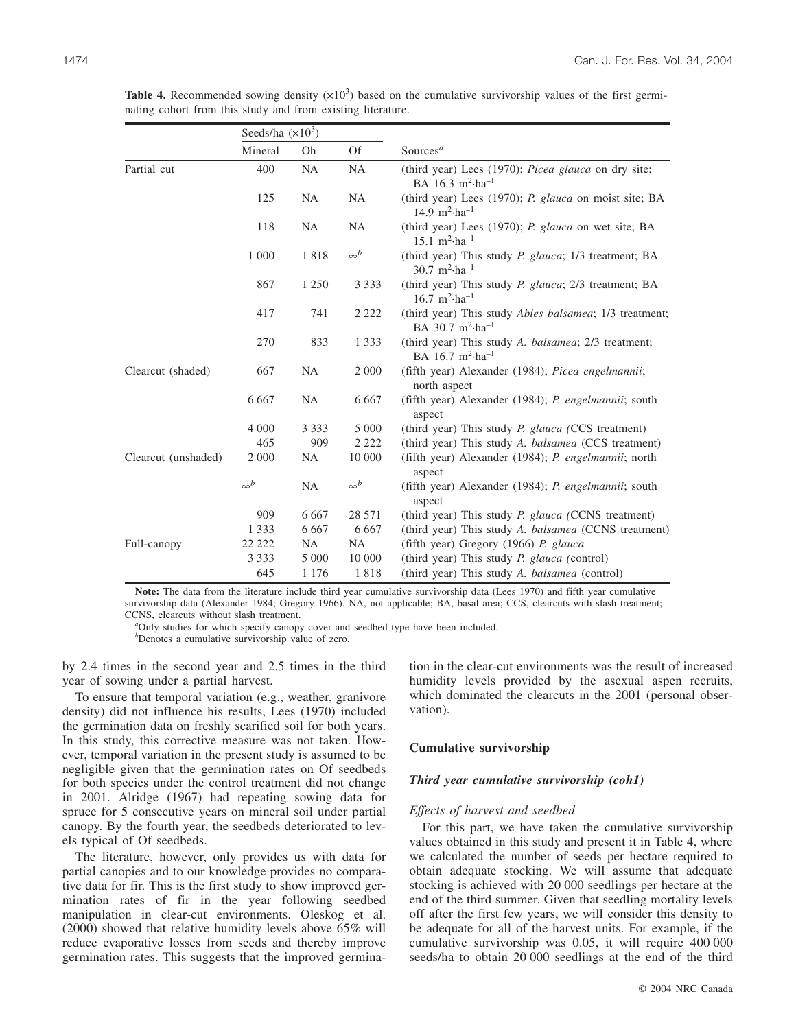**Table 4.** Recommended sowing density ($\times 10^3$) based on the cumulative survivorship values of the first germinating cohort from this study and from existing literature.

| | Seeds/ha ($\times 10^3$) | | | |
|---|---|---|---|---|
| | Mineral | Oh | Of | Sources[a] |
| Partial cut | 400 | NA | NA | (third year) Lees (1970); *Picea glauca* on dry site; BA 16.3 $m^2 \cdot ha^{-1}$ |
| | 125 | NA | NA | (third year) Lees (1970); *P. glauca* on moist site; BA 14.9 $m^2 \cdot ha^{-1}$ |
| | 118 | NA | NA | (third year) Lees (1970); *P. glauca* on wet site; BA 15.1 $m^2 \cdot ha^{-1}$ |
| | 1 000 | 1 818 | $\infty$[b] | (third year) This study *P. glauca*; 1/3 treatment; BA 30.7 $m^2 \cdot ha^{-1}$ |
| | 867 | 1 250 | 3 333 | (third year) This study *P. glauca*; 2/3 treatment; BA 16.7 $m^2 \cdot ha^{-1}$ |
| | 417 | 741 | 2 222 | (third year) This study *Abies balsamea*; 1/3 treatment; BA 30.7 $m^2 \cdot ha^{-1}$ |
| | 270 | 833 | 1 333 | (third year) This study *A. balsamea*; 2/3 treatment; BA 16.7 $m^2 \cdot ha^{-1}$ |
| Clearcut (shaded) | 667 | NA | 2 000 | (fifth year) Alexander (1984); *Picea engelmannii*; north aspect |
| | 6 667 | NA | 6 667 | (fifth year) Alexander (1984); *P. engelmannii*; south aspect |
| | 4 000 | 3 333 | 5 000 | (third year) This study *P. glauca* (CCS treatment) |
| | 465 | 909 | 2 222 | (third year) This study *A. balsamea* (CCS treatment) |
| Clearcut (unshaded) | 2 000 | NA | 10 000 | (fifth year) Alexander (1984); *P. engelmannii*; north aspect |
| | $\infty$[b] | NA | $\infty$[b] | (fifth year) Alexander (1984); *P. engelmannii*; south aspect |
| | 909 | 6 667 | 28 571 | (third year) This study *P. glauca* (CCNS treatment) |
| | 1 333 | 6 667 | 6 667 | (third year) This study *A. balsamea* (CCNS treatment) |
| Full-canopy | 22 222 | NA | NA | (fifth year) Gregory (1966) *P. glauca* |
| | 3 333 | 5 000 | 10 000 | (third year) This study *P. glauca* (control) |
| | 645 | 1 176 | 1 818 | (third year) This study *A. balsamea* (control) |

**Note:** The data from the literature include third year cumulative survivorship data (Lees 1970) and fifth year cumulative survivorship data (Alexander 1984; Gregory 1966). NA, not applicable; BA, basal area; CCS, clearcuts with slash treatment; CCNS, clearcuts without slash treatment.

[a]Only studies for which specify canopy cover and seedbed type have been included.

[b]Denotes a cumulative survivorship value of zero.

by 2.4 times in the second year and 2.5 times in the third year of sowing under a partial harvest.

To ensure that temporal variation (e.g., weather, granivore density) did not influence his results, Lees (1970) included the germination data on freshly scarified soil for both years. In this study, this corrective measure was not taken. However, temporal variation in the present study is assumed to be negligible given that the germination rates on Of seedbeds for both species under the control treatment did not change in 2001. Alridge (1967) had repeating sowing data for spruce for 5 consecutive years on mineral soil under partial canopy. By the fourth year, the seedbeds deteriorated to levels typical of Of seedbeds.

The literature, however, only provides us with data for partial canopies and to our knowledge provides no comparative data for fir. This is the first study to show improved germination rates of fir in the year following seedbed manipulation in clear-cut environments. Oleskog et al. (2000) showed that relative humidity levels above 65% will reduce evaporative losses from seeds and thereby improve germination rates. This suggests that the improved germination in the clear-cut environments was the result of increased humidity levels provided by the asexual aspen recruits, which dominated the clearcuts in the 2001 (personal observation).

## Cumulative survivorship

### *Third year cumulative survivorship (coh1)*

#### *Effects of harvest and seedbed*

For this part, we have taken the cumulative survivorship values obtained in this study and present it in Table 4, where we calculated the number of seeds per hectare required to obtain adequate stocking. We will assume that adequate stocking is achieved with 20 000 seedlings per hectare at the end of the third summer. Given that seedling mortality levels off after the first few years, we will consider this density to be adequate for all of the harvest units. For example, if the cumulative survivorship was 0.05, it will require 400 000 seeds/ha to obtain 20 000 seedlings at the end of the third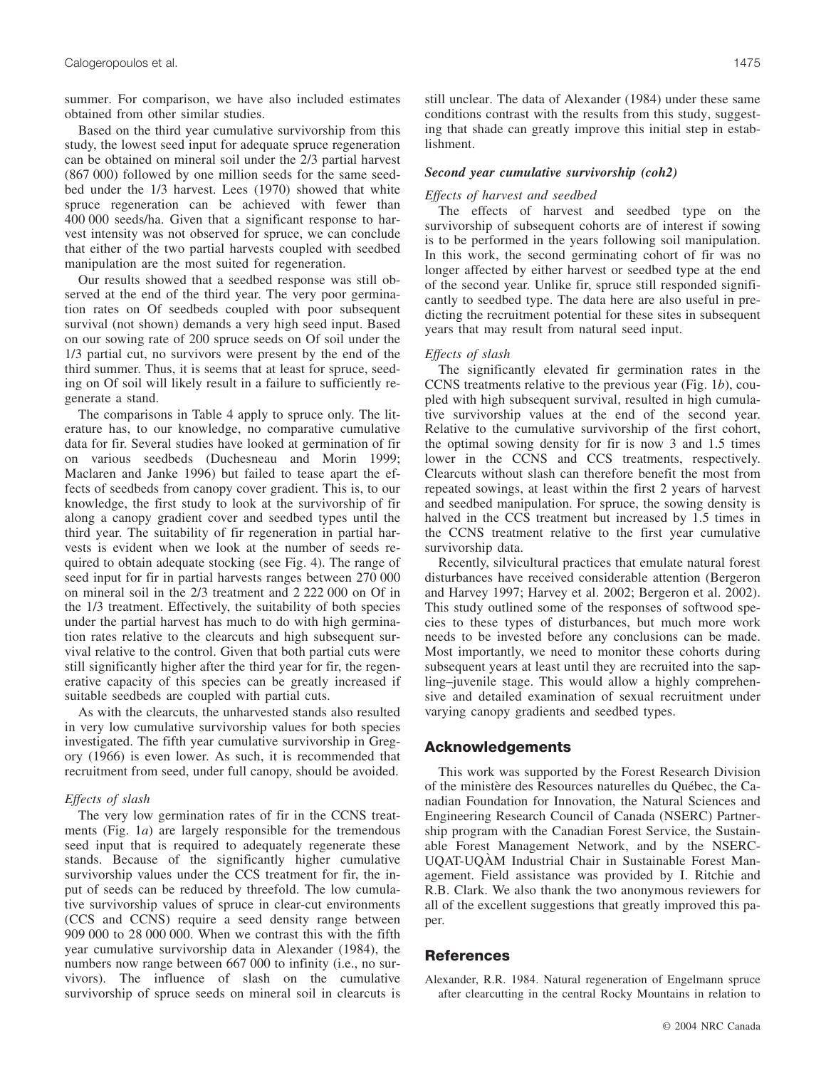summer. For comparison, we have also included estimates obtained from other similar studies.

Based on the third year cumulative survivorship from this study, the lowest seed input for adequate spruce regeneration can be obtained on mineral soil under the 2/3 partial harvest (867 000) followed by one million seeds for the same seedbed under the 1/3 harvest. Lees (1970) showed that white spruce regeneration can be achieved with fewer than 400 000 seeds/ha. Given that a significant response to harvest intensity was not observed for spruce, we can conclude that either of the two partial harvests coupled with seedbed manipulation are the most suited for regeneration.

Our results showed that a seedbed response was still observed at the end of the third year. The very poor germination rates on Of seedbeds coupled with poor subsequent survival (not shown) demands a very high seed input. Based on our sowing rate of 200 spruce seeds on Of soil under the 1/3 partial cut, no survivors were present by the end of the third summer. Thus, it is seems that at least for spruce, seeding on Of soil will likely result in a failure to sufficiently regenerate a stand.

The comparisons in Table 4 apply to spruce only. The literature has, to our knowledge, no comparative cumulative data for fir. Several studies have looked at germination of fir on various seedbeds (Duchesneau and Morin 1999; Maclaren and Janke 1996) but failed to tease apart the effects of seedbeds from canopy cover gradient. This is, to our knowledge, the first study to look at the survivorship of fir along a canopy gradient cover and seedbed types until the third year. The suitability of fir regeneration in partial harvests is evident when we look at the number of seeds required to obtain adequate stocking (see Fig. 4). The range of seed input for fir in partial harvests ranges between 270 000 on mineral soil in the 2/3 treatment and 2 222 000 on Of in the 1/3 treatment. Effectively, the suitability of both species under the partial harvest has much to do with high germination rates relative to the clearcuts and high subsequent survival relative to the control. Given that both partial cuts were still significantly higher after the third year for fir, the regenerative capacity of this species can be greatly increased if suitable seedbeds are coupled with partial cuts.

As with the clearcuts, the unharvested stands also resulted in very low cumulative survivorship values for both species investigated. The fifth year cumulative survivorship in Gregory (1966) is even lower. As such, it is recommended that recruitment from seed, under full canopy, should be avoided.

#### *Effects of slash*

The very low germination rates of fir in the CCNS treatments (Fig. 1*a*) are largely responsible for the tremendous seed input that is required to adequately regenerate these stands. Because of the significantly higher cumulative survivorship values under the CCS treatment for fir, the input of seeds can be reduced by threefold. The low cumulative survivorship values of spruce in clear-cut environments (CCS and CCNS) require a seed density range between 909 000 to 28 000 000. When we contrast this with the fifth year cumulative survivorship data in Alexander (1984), the numbers now range between 667 000 to infinity (i.e., no survivors). The influence of slash on the cumulative survivorship of spruce seeds on mineral soil in clearcuts is still unclear. The data of Alexander (1984) under these same conditions contrast with the results from this study, suggesting that shade can greatly improve this initial step in establishment.

### *Second year cumulative survivorship (coh2)*

#### *Effects of harvest and seedbed*

The effects of harvest and seedbed type on the survivorship of subsequent cohorts are of interest if sowing is to be performed in the years following soil manipulation. In this work, the second germinating cohort of fir was no longer affected by either harvest or seedbed type at the end of the second year. Unlike fir, spruce still responded significantly to seedbed type. The data here are also useful in predicting the recruitment potential for these sites in subsequent years that may result from natural seed input.

#### *Effects of slash*

The significantly elevated fir germination rates in the CCNS treatments relative to the previous year (Fig. 1*b*), coupled with high subsequent survival, resulted in high cumulative survivorship values at the end of the second year. Relative to the cumulative survivorship of the first cohort, the optimal sowing density for fir is now 3 and 1.5 times lower in the CCNS and CCS treatments, respectively. Clearcuts without slash can therefore benefit the most from repeated sowings, at least within the first 2 years of harvest and seedbed manipulation. For spruce, the sowing density is halved in the CCS treatment but increased by 1.5 times in the CCNS treatment relative to the first year cumulative survivorship data.

Recently, silvicultural practices that emulate natural forest disturbances have received considerable attention (Bergeron and Harvey 1997; Harvey et al. 2002; Bergeron et al. 2002). This study outlined some of the responses of softwood species to these types of disturbances, but much more work needs to be invested before any conclusions can be made. Most importantly, we need to monitor these cohorts during subsequent years at least until they are recruited into the sapling–juvenile stage. This would allow a highly comprehensive and detailed examination of sexual recruitment under varying canopy gradients and seedbed types.

## Acknowledgements

This work was supported by the Forest Research Division of the ministère des Resources naturelles du Québec, the Canadian Foundation for Innovation, the Natural Sciences and Engineering Research Council of Canada (NSERC) Partnership program with the Canadian Forest Service, the Sustainable Forest Management Network, and by the NSERC-UQAT-UQÀM Industrial Chair in Sustainable Forest Management. Field assistance was provided by I. Ritchie and R.B. Clark. We also thank the two anonymous reviewers for all of the excellent suggestions that greatly improved this paper.

## References

Alexander, R.R. 1984. Natural regeneration of Engelmann spruce after clearcutting in the central Rocky Mountains in relation to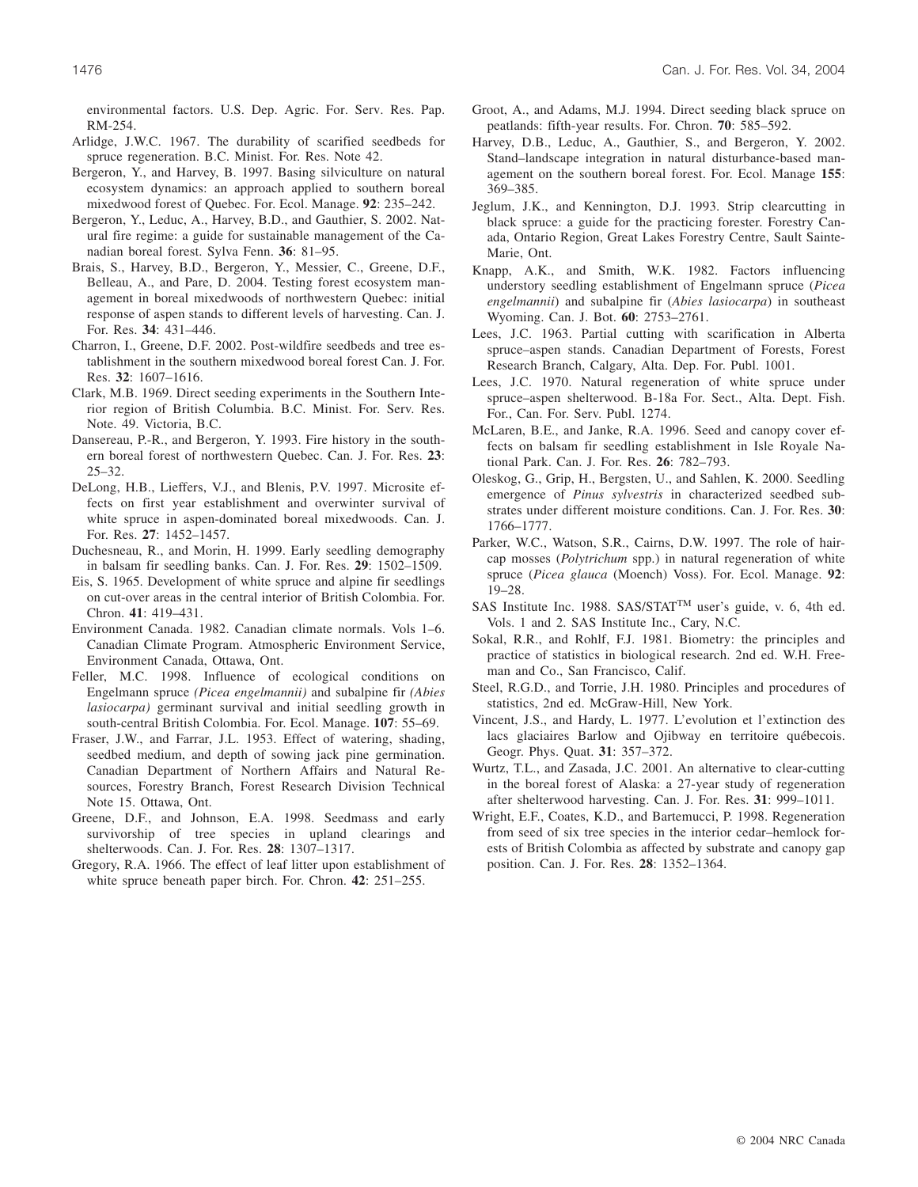environmental factors. U.S. Dep. Agric. For. Serv. Res. Pap. RM-254.

Arlidge, J.W.C. 1967. The durability of scarified seedbeds for spruce regeneration. B.C. Minist. For. Res. Note 42.

Bergeron, Y., and Harvey, B. 1997. Basing silviculture on natural ecosystem dynamics: an approach applied to southern boreal mixedwood forest of Quebec. For. Ecol. Manage. **92**: 235–242.

Bergeron, Y., Leduc, A., Harvey, B.D., and Gauthier, S. 2002. Natural fire regime: a guide for sustainable management of the Canadian boreal forest. Sylva Fenn. **36**: 81–95.

Brais, S., Harvey, B.D., Bergeron, Y., Messier, C., Greene, D.F., Belleau, A., and Pare, D. 2004. Testing forest ecosystem management in boreal mixedwoods of northwestern Quebec: initial response of aspen stands to different levels of harvesting. Can. J. For. Res. **34**: 431–446.

Charron, I., Greene, D.F. 2002. Post-wildfire seedbeds and tree establishment in the southern mixedwood boreal forest Can. J. For. Res. **32**: 1607–1616.

Clark, M.B. 1969. Direct seeding experiments in the Southern Interior region of British Columbia. B.C. Minist. For. Serv. Res. Note. 49. Victoria, B.C.

Dansereau, P.-R., and Bergeron, Y. 1993. Fire history in the southern boreal forest of northwestern Quebec. Can. J. For. Res. **23**: 25–32.

DeLong, H.B., Lieffers, V.J., and Blenis, P.V. 1997. Microsite effects on first year establishment and overwinter survival of white spruce in aspen-dominated boreal mixedwoods. Can. J. For. Res. **27**: 1452–1457.

Duchesneau, R., and Morin, H. 1999. Early seedling demography in balsam fir seedling banks. Can. J. For. Res. **29**: 1502–1509.

Eis, S. 1965. Development of white spruce and alpine fir seedlings on cut-over areas in the central interior of British Colombia. For. Chron. **41**: 419–431.

Environment Canada. 1982. Canadian climate normals. Vols 1–6. Canadian Climate Program. Atmospheric Environment Service, Environment Canada, Ottawa, Ont.

Feller, M.C. 1998. Influence of ecological conditions on Engelmann spruce *(Picea engelmannii)* and subalpine fir *(Abies lasiocarpa)* germinant survival and initial seedling growth in south-central British Colombia. For. Ecol. Manage. **107**: 55–69.

Fraser, J.W., and Farrar, J.L. 1953. Effect of watering, shading, seedbed medium, and depth of sowing jack pine germination. Canadian Department of Northern Affairs and Natural Resources, Forestry Branch, Forest Research Division Technical Note 15. Ottawa, Ont.

Greene, D.F., and Johnson, E.A. 1998. Seedmass and early survivorship of tree species in upland clearings and shelterwoods. Can. J. For. Res. **28**: 1307–1317.

Gregory, R.A. 1966. The effect of leaf litter upon establishment of white spruce beneath paper birch. For. Chron. **42**: 251–255.

Groot, A., and Adams, M.J. 1994. Direct seeding black spruce on peatlands: fifth-year results. For. Chron. **70**: 585–592.

Harvey, D.B., Leduc, A., Gauthier, S., and Bergeron, Y. 2002. Stand–landscape integration in natural disturbance-based management on the southern boreal forest. For. Ecol. Manage **155**: 369–385.

Jeglum, J.K., and Kennington, D.J. 1993. Strip clearcutting in black spruce: a guide for the practicing forester. Forestry Canada, Ontario Region, Great Lakes Forestry Centre, Sault Sainte-Marie, Ont.

Knapp, A.K., and Smith, W.K. 1982. Factors influencing understory seedling establishment of Engelmann spruce (*Picea engelmannii*) and subalpine fir (*Abies lasiocarpa*) in southeast Wyoming. Can. J. Bot. **60**: 2753–2761.

Lees, J.C. 1963. Partial cutting with scarification in Alberta spruce–aspen stands. Canadian Department of Forests, Forest Research Branch, Calgary, Alta. Dep. For. Publ. 1001.

Lees, J.C. 1970. Natural regeneration of white spruce under spruce–aspen shelterwood. B-18a For. Sect., Alta. Dept. Fish. For., Can. For. Serv. Publ. 1274.

McLaren, B.E., and Janke, R.A. 1996. Seed and canopy cover effects on balsam fir seedling establishment in Isle Royale National Park. Can. J. For. Res. **26**: 782–793.

Oleskog, G., Grip, H., Bergsten, U., and Sahlen, K. 2000. Seedling emergence of *Pinus sylvestris* in characterized seedbed substrates under different moisture conditions. Can. J. For. Res. **30**: 1766–1777.

Parker, W.C., Watson, S.R., Cairns, D.W. 1997. The role of haircap mosses (*Polytrichum* spp.) in natural regeneration of white spruce (*Picea glauca* (Moench) Voss). For. Ecol. Manage. **92**: 19–28.

SAS Institute Inc. 1988. SAS/STAT™ user's guide, v. 6, 4th ed. Vols. 1 and 2. SAS Institute Inc., Cary, N.C.

Sokal, R.R., and Rohlf, F.J. 1981. Biometry: the principles and practice of statistics in biological research. 2nd ed. W.H. Freeman and Co., San Francisco, Calif.

Steel, R.G.D., and Torrie, J.H. 1980. Principles and procedures of statistics, 2nd ed. McGraw-Hill, New York.

Vincent, J.S., and Hardy, L. 1977. L'evolution et l'extinction des lacs glaciaires Barlow and Ojibway en territoire québecois. Geogr. Phys. Quat. **31**: 357–372.

Wurtz, T.L., and Zasada, J.C. 2001. An alternative to clear-cutting in the boreal forest of Alaska: a 27-year study of regeneration after shelterwood harvesting. Can. J. For. Res. **31**: 999–1011.

Wright, E.F., Coates, K.D., and Bartemucci, P. 1998. Regeneration from seed of six tree species in the interior cedar–hemlock forests of British Colombia as affected by substrate and canopy gap position. Can. J. For. Res. **28**: 1352–1364.